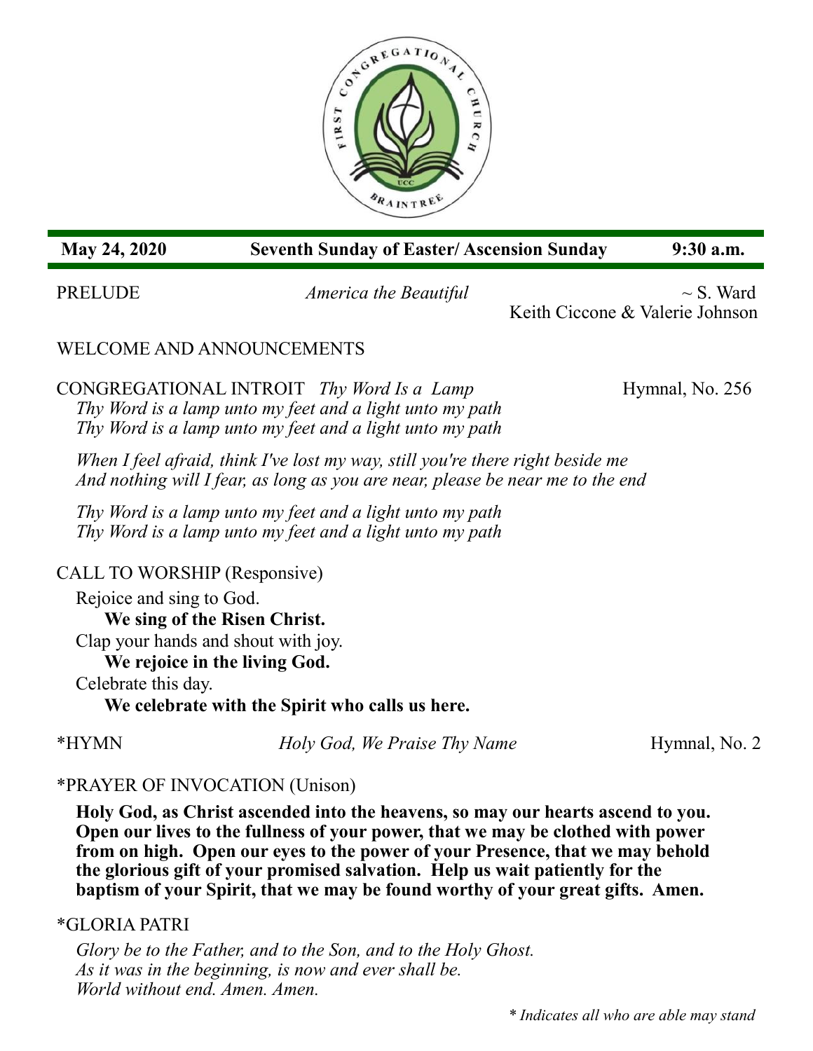**May 24, 2020** | **Seventh Sunday of Easter/ Ascension Sunday** | **9:30 a.m.**

PRELUDE *America the Beautiful* ~ S. Ward
Keith Ciccone & Valerie Johnson

WELCOME AND ANNOUNCEMENTS

CONGREGATIONAL INTROIT *Thy Word Is a Lamp* Hymnal, No. 256

*Thy Word is a lamp unto my feet and a light unto my path*
*Thy Word is a lamp unto my feet and a light unto my path*

*When I feel afraid, think I've lost my way, still you're there right beside me*
*And nothing will I fear, as long as you are near, please be near me to the end*

*Thy Word is a lamp unto my feet and a light unto my path*
*Thy Word is a lamp unto my feet and a light unto my path*

CALL TO WORSHIP (Responsive)

Rejoice and sing to God.
**We sing of the Risen Christ.**
Clap your hands and shout with joy.
**We rejoice in the living God.**
Celebrate this day.
**We celebrate with the Spirit who calls us here.**

*HYMN *Holy God, We Praise Thy Name* Hymnal, No. 2

*PRAYER OF INVOCATION (Unison)

**Holy God, as Christ ascended into the heavens, so may our hearts ascend to you. Open our lives to the fullness of your power, that we may be clothed with power from on high. Open our eyes to the power of your Presence, that we may behold the glorious gift of your promised salvation. Help us wait patiently for the baptism of your Spirit, that we may be found worthy of your great gifts. Amen.**

*GLORIA PATRI

*Glory be to the Father, and to the Son, and to the Holy Ghost.*
*As it was in the beginning, is now and ever shall be.*
*World without end. Amen. Amen.*

*\* Indicates all who are able may stand*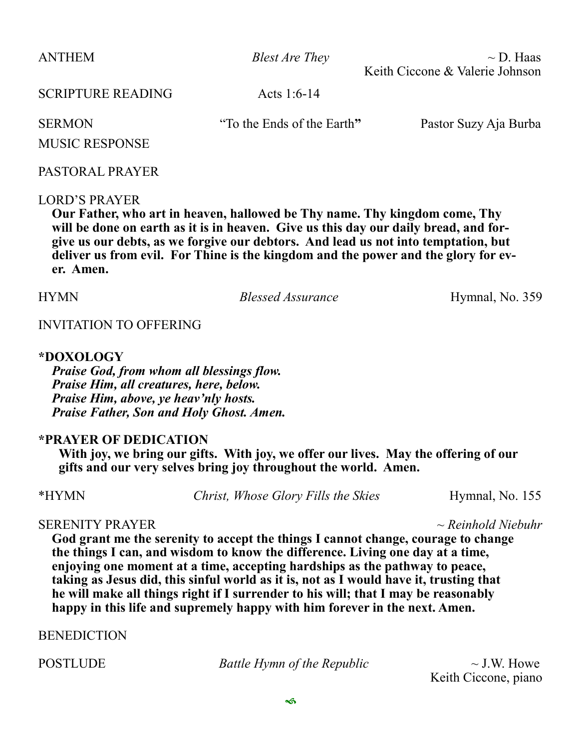ANTHEM *Blest Are They* ~ D. Haas
Keith Ciccone & Valerie Johnson

SCRIPTURE READING Acts 1:6-14

SERMON "To the Ends of the Earth" Pastor Suzy Aja Burba

MUSIC RESPONSE

PASTORAL PRAYER

LORD'S PRAYER

**Our Father, who art in heaven, hallowed be Thy name. Thy kingdom come, Thy will be done on earth as it is in heaven. Give us this day our daily bread, and forgive us our debts, as we forgive our debtors. And lead us not into temptation, but deliver us from evil. For Thine is the kingdom and the power and the glory forever. Amen.**

HYMN *Blessed Assurance* Hymnal, No. 359

INVITATION TO OFFERING

**\*DOXOLOGY**

***Praise God, from whom all blessings flow.***
***Praise Him, all creatures, here, below.***
***Praise Him, above, ye heav'nly hosts.***
***Praise Father, Son and Holy Ghost. Amen.***

**\*PRAYER OF DEDICATION**

**With joy, we bring our gifts. With joy, we offer our lives. May the offering of our gifts and our very selves bring joy throughout the world. Amen.**

\*HYMN *Christ, Whose Glory Fills the Skies* Hymnal, No. 155

SERENITY PRAYER *~ Reinhold Niebuhr*

**God grant me the serenity to accept the things I cannot change, courage to change the things I can, and wisdom to know the difference. Living one day at a time, enjoying one moment at a time, accepting hardships as the pathway to peace, taking as Jesus did, this sinful world as it is, not as I would have it, trusting that he will make all things right if I surrender to his will; that I may be reasonably happy in this life and supremely happy with him forever in the next. Amen.**

BENEDICTION

POSTLUDE *Battle Hymn of the Republic* ~ J.W. Howe
Keith Ciccone, piano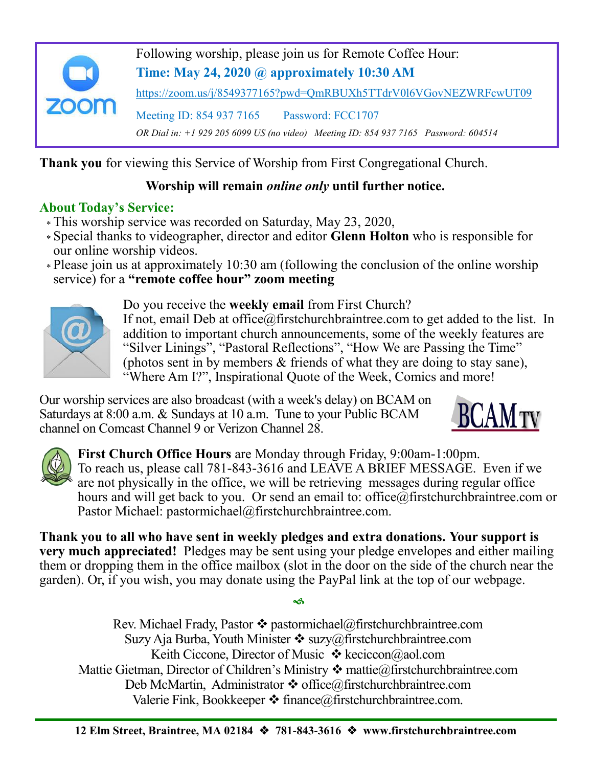Following worship, please join us for Remote Coffee Hour:

**Time: May 24, 2020 @ approximately 10:30 AM**

https://zoom.us/j/8549377165?pwd=QmRBUXh5TTdrV0l6VGovNEZWRFcwUT09

Meeting ID: 854 937 7165 Password: FCC1707

*OR Dial in: +1 929 205 6099 US (no video) Meeting ID: 854 937 7165 Password: 604514*

**Thank you** for viewing this Service of Worship from First Congregational Church.

**Worship will remain *online only* until further notice.**

## About Today's Service:

- This worship service was recorded on Saturday, May 23, 2020,
- Special thanks to videographer, director and editor **Glenn Holton** who is responsible for our online worship videos.
- Please join us at approximately 10:30 am (following the conclusion of the online worship service) for a **"remote coffee hour" zoom meeting**

Do you receive the **weekly email** from First Church? If not, email Deb at office@firstchurchbraintree.com to get added to the list. In addition to important church announcements, some of the weekly features are "Silver Linings", "Pastoral Reflections", "How We are Passing the Time" (photos sent in by members & friends of what they are doing to stay sane), "Where Am I?", Inspirational Quote of the Week, Comics and more!

Our worship services are also broadcast (with a week's delay) on BCAM on Saturdays at 8:00 a.m. & Sundays at 10 a.m. Tune to your Public BCAM channel on Comcast Channel 9 or Verizon Channel 28.

**First Church Office Hours** are Monday through Friday, 9:00am-1:00pm. To reach us, please call 781-843-3616 and LEAVE A BRIEF MESSAGE. Even if we are not physically in the office, we will be retrieving messages during regular office hours and will get back to you. Or send an email to: office@firstchurchbraintree.com or Pastor Michael: pastormichael@firstchurchbraintree.com.

**Thank you to all who have sent in weekly pledges and extra donations. Your support is very much appreciated!** Pledges may be sent using your pledge envelopes and either mailing them or dropping them in the office mailbox (slot in the door on the side of the church near the garden). Or, if you wish, you may donate using the PayPal link at the top of our webpage.

Rev. Michael Frady, Pastor ❖ pastormichael@firstchurchbraintree.com
Suzy Aja Burba, Youth Minister ❖ suzy@firstchurchbraintree.com
Keith Ciccone, Director of Music ❖ keciccon@aol.com
Mattie Gietman, Director of Children's Ministry ❖ mattie@firstchurchbraintree.com
Deb McMartin, Administrator ❖ office@firstchurchbraintree.com
Valerie Fink, Bookkeeper ❖ finance@firstchurchbraintree.com.

**12 Elm Street, Braintree, MA 02184 ❖ 781-843-3616 ❖ www.firstchurchbraintree.com**